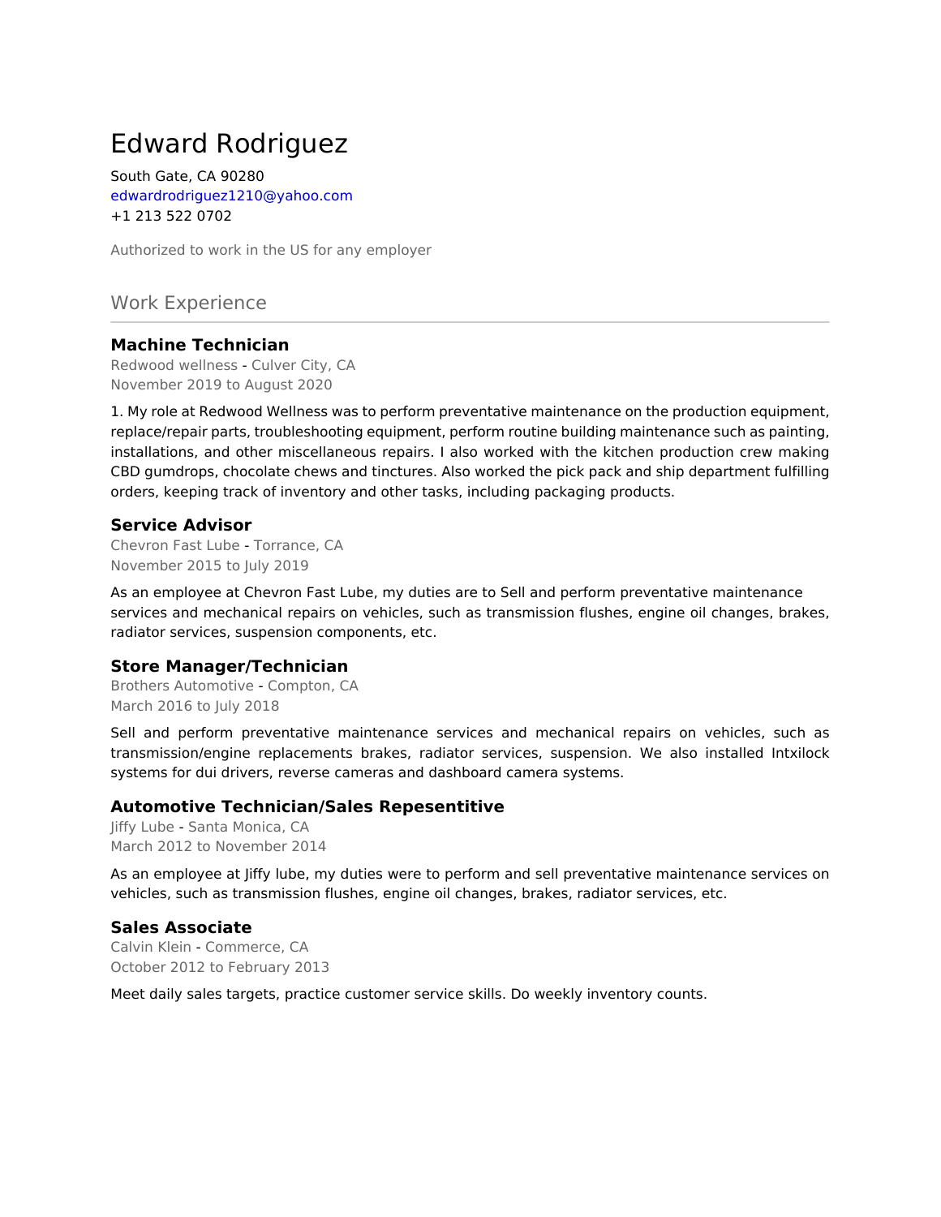# Edward Rodriguez

South Gate, CA 90280
edwardrodriguez1210@yahoo.com
+1 213 522 0702

Authorized to work in the US for any employer

## Work Experience

### Machine Technician

Redwood wellness - Culver City, CA
November 2019 to August 2020

1. My role at Redwood Wellness was to perform preventative maintenance on the production equipment, replace/repair parts, troubleshooting equipment, perform routine building maintenance such as painting, installations, and other miscellaneous repairs. I also worked with the kitchen production crew making CBD gumdrops, chocolate chews and tinctures. Also worked the pick pack and ship department fulfilling orders, keeping track of inventory and other tasks, including packaging products.

### Service Advisor

Chevron Fast Lube - Torrance, CA
November 2015 to July 2019

As an employee at Chevron Fast Lube, my duties are to Sell and perform preventative maintenance services and mechanical repairs on vehicles, such as transmission flushes, engine oil changes, brakes, radiator services, suspension components, etc.

### Store Manager/Technician

Brothers Automotive - Compton, CA
March 2016 to July 2018

Sell and perform preventative maintenance services and mechanical repairs on vehicles, such as transmission/engine replacements brakes, radiator services, suspension. We also installed Intxilock systems for dui drivers, reverse cameras and dashboard camera systems.

### Automotive Technician/Sales Repesentitive

Jiffy Lube - Santa Monica, CA
March 2012 to November 2014

As an employee at Jiffy lube, my duties were to perform and sell preventative maintenance services on vehicles, such as transmission flushes, engine oil changes, brakes, radiator services, etc.

### Sales Associate

Calvin Klein - Commerce, CA
October 2012 to February 2013

Meet daily sales targets, practice customer service skills. Do weekly inventory counts.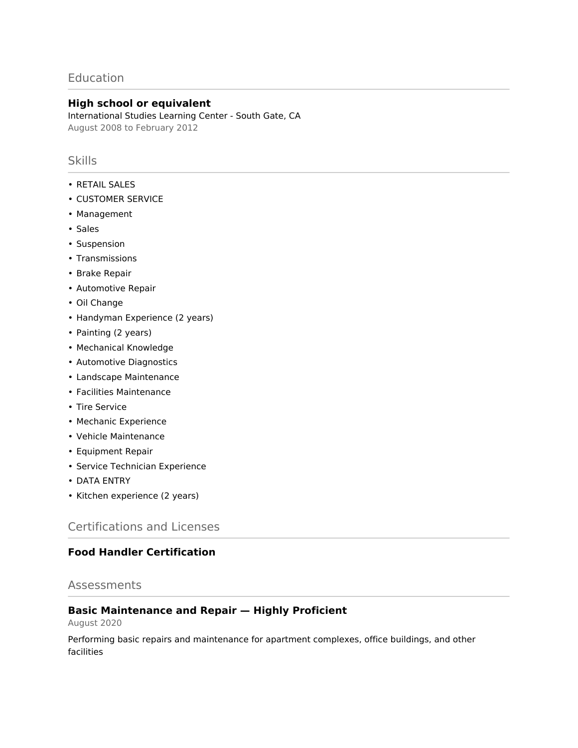## Education

### High school or equivalent

International Studies Learning Center - South Gate, CA
August 2008 to February 2012

## Skills

- RETAIL SALES
- CUSTOMER SERVICE
- Management
- Sales
- Suspension
- Transmissions
- Brake Repair
- Automotive Repair
- Oil Change
- Handyman Experience (2 years)
- Painting (2 years)
- Mechanical Knowledge
- Automotive Diagnostics
- Landscape Maintenance
- Facilities Maintenance
- Tire Service
- Mechanic Experience
- Vehicle Maintenance
- Equipment Repair
- Service Technician Experience
- DATA ENTRY
- Kitchen experience (2 years)

## Certifications and Licenses

### Food Handler Certification

## Assessments

### Basic Maintenance and Repair — Highly Proficient

August 2020

Performing basic repairs and maintenance for apartment complexes, office buildings, and other facilities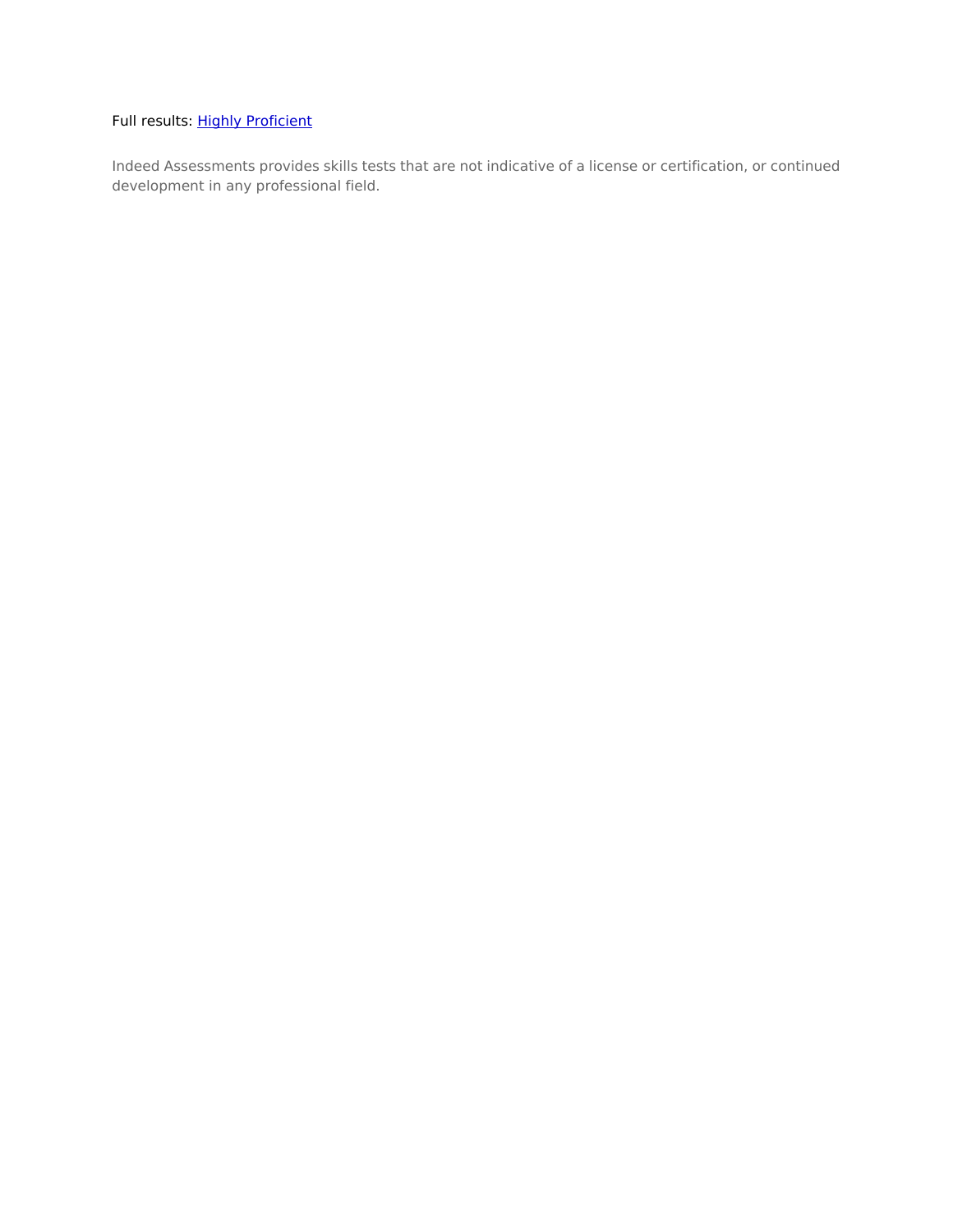Full results: [Highly Proficient]

Indeed Assessments provides skills tests that are not indicative of a license or certification, or continued development in any professional field.